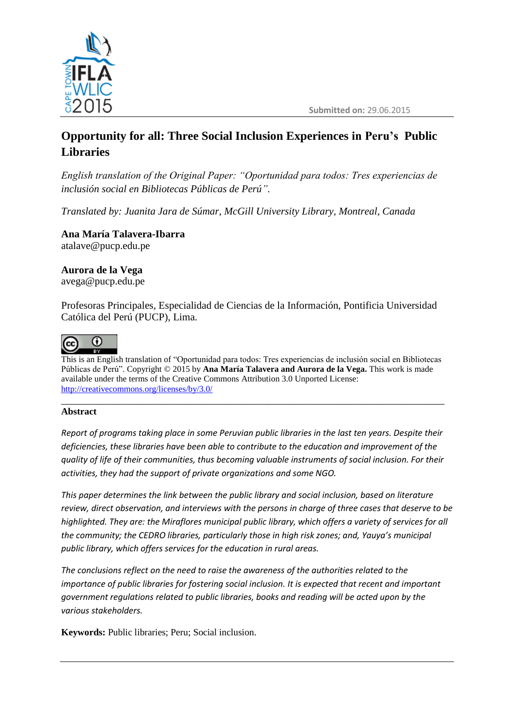Submitted on: 29.06.2015

# Opportunity for all: Three Social Inclusion Experiences in Peru's Public Libraries

*English translation of the Original Paper: "Oportunidad para todos: Tres experiencias de inclusión social en Bibliotecas Públicas de Perú".*

*Translated by: Juanita Jara de Súmar, McGill University Library, Montreal, Canada*

**Ana María Talavera-Ibarra**
atalave@pucp.edu.pe

**Aurora de la Vega**
avega@pucp.edu.pe

Profesoras Principales, Especialidad de Ciencias de la Información, Pontificia Universidad Católica del Perú (PUCP), Lima.

This is an English translation of "Oportunidad para todos: Tres experiencias de inclusión social en Bibliotecas Públicas de Perú". Copyright © 2015 by **Ana María Talavera and Aurora de la Vega.** This work is made available under the terms of the Creative Commons Attribution 3.0 Unported License: http://creativecommons.org/licenses/by/3.0/

---

## Abstract

*Report of programs taking place in some Peruvian public libraries in the last ten years. Despite their deficiencies, these libraries have been able to contribute to the education and improvement of the quality of life of their communities, thus becoming valuable instruments of social inclusion. For their activities, they had the support of private organizations and some NGO.*

*This paper determines the link between the public library and social inclusion, based on literature review, direct observation, and interviews with the persons in charge of three cases that deserve to be highlighted. They are: the Miraflores municipal public library, which offers a variety of services for all the community; the CEDRO libraries, particularly those in high risk zones; and, Yauya's municipal public library, which offers services for the education in rural areas.*

*The conclusions reflect on the need to raise the awareness of the authorities related to the importance of public libraries for fostering social inclusion. It is expected that recent and important government regulations related to public libraries, books and reading will be acted upon by the various stakeholders.*

**Keywords:** Public libraries; Peru; Social inclusion.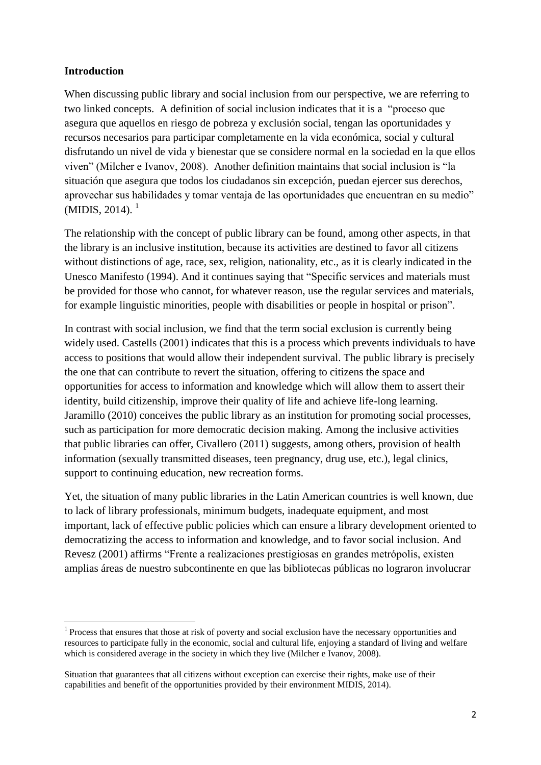## Introduction

When discussing public library and social inclusion from our perspective, we are referring to two linked concepts. A definition of social inclusion indicates that it is a "proceso que asegura que aquellos en riesgo de pobreza y exclusión social, tengan las oportunidades y recursos necesarios para participar completamente en la vida económica, social y cultural disfrutando un nivel de vida y bienestar que se considere normal en la sociedad en la que ellos viven" (Milcher e Ivanov, 2008). Another definition maintains that social inclusion is "la situación que asegura que todos los ciudadanos sin excepción, puedan ejercer sus derechos, aprovechar sus habilidades y tomar ventaja de las oportunidades que encuentran en su medio" (MIDIS, 2014). [1]

The relationship with the concept of public library can be found, among other aspects, in that the library is an inclusive institution, because its activities are destined to favor all citizens without distinctions of age, race, sex, religion, nationality, etc., as it is clearly indicated in the Unesco Manifesto (1994). And it continues saying that "Specific services and materials must be provided for those who cannot, for whatever reason, use the regular services and materials, for example linguistic minorities, people with disabilities or people in hospital or prison".

In contrast with social inclusion, we find that the term social exclusion is currently being widely used. Castells (2001) indicates that this is a process which prevents individuals to have access to positions that would allow their independent survival. The public library is precisely the one that can contribute to revert the situation, offering to citizens the space and opportunities for access to information and knowledge which will allow them to assert their identity, build citizenship, improve their quality of life and achieve life-long learning. Jaramillo (2010) conceives the public library as an institution for promoting social processes, such as participation for more democratic decision making. Among the inclusive activities that public libraries can offer, Civallero (2011) suggests, among others, provision of health information (sexually transmitted diseases, teen pregnancy, drug use, etc.), legal clinics, support to continuing education, new recreation forms.

Yet, the situation of many public libraries in the Latin American countries is well known, due to lack of library professionals, minimum budgets, inadequate equipment, and most important, lack of effective public policies which can ensure a library development oriented to democratizing the access to information and knowledge, and to favor social inclusion. And Revesz (2001) affirms "Frente a realizaciones prestigiosas en grandes metrópolis, existen amplias áreas de nuestro subcontinente en que las bibliotecas públicas no lograron involucrar

---

[1] Process that ensures that those at risk of poverty and social exclusion have the necessary opportunities and resources to participate fully in the economic, social and cultural life, enjoying a standard of living and welfare which is considered average in the society in which they live (Milcher e Ivanov, 2008).

Situation that guarantees that all citizens without exception can exercise their rights, make use of their capabilities and benefit of the opportunities provided by their environment MIDIS, 2014).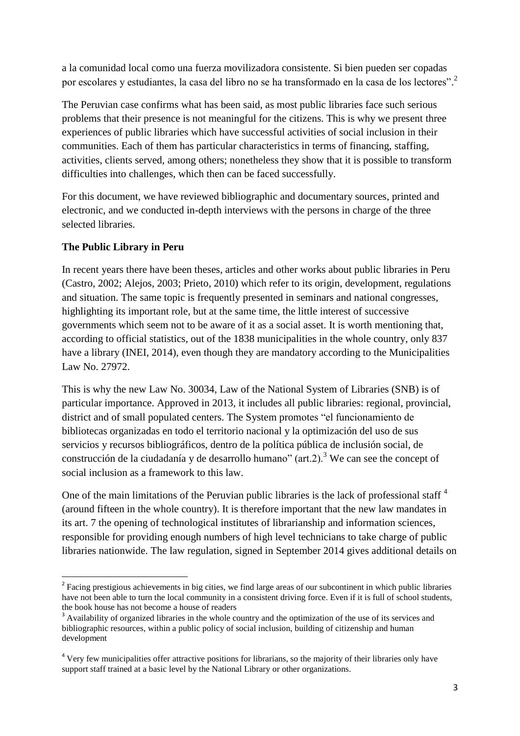a la comunidad local como una fuerza movilizadora consistente. Si bien pueden ser copadas por escolares y estudiantes, la casa del libro no se ha transformado en la casa de los lectores".[2]

The Peruvian case confirms what has been said, as most public libraries face such serious problems that their presence is not meaningful for the citizens. This is why we present three experiences of public libraries which have successful activities of social inclusion in their communities. Each of them has particular characteristics in terms of financing, staffing, activities, clients served, among others; nonetheless they show that it is possible to transform difficulties into challenges, which then can be faced successfully.

For this document, we have reviewed bibliographic and documentary sources, printed and electronic, and we conducted in-depth interviews with the persons in charge of the three selected libraries.

**The Public Library in Peru**

In recent years there have been theses, articles and other works about public libraries in Peru (Castro, 2002; Alejos, 2003; Prieto, 2010) which refer to its origin, development, regulations and situation. The same topic is frequently presented in seminars and national congresses, highlighting its important role, but at the same time, the little interest of successive governments which seem not to be aware of it as a social asset. It is worth mentioning that, according to official statistics, out of the 1838 municipalities in the whole country, only 837 have a library (INEI, 2014), even though they are mandatory according to the Municipalities Law No. 27972.

This is why the new Law No. 30034, Law of the National System of Libraries (SNB) is of particular importance. Approved in 2013, it includes all public libraries: regional, provincial, district and of small populated centers. The System promotes "el funcionamiento de bibliotecas organizadas en todo el territorio nacional y la optimización del uso de sus servicios y recursos bibliográficos, dentro de la política pública de inclusión social, de construcción de la ciudadanía y de desarrollo humano" (art.2).[3] We can see the concept of social inclusion as a framework to this law.

One of the main limitations of the Peruvian public libraries is the lack of professional staff [4] (around fifteen in the whole country). It is therefore important that the new law mandates in its art. 7 the opening of technological institutes of librarianship and information sciences, responsible for providing enough numbers of high level technicians to take charge of public libraries nationwide. The law regulation, signed in September 2014 gives additional details on

---

[2] Facing prestigious achievements in big cities, we find large areas of our subcontinent in which public libraries have not been able to turn the local community in a consistent driving force. Even if it is full of school students, the book house has not become a house of readers

[3] Availability of organized libraries in the whole country and the optimization of the use of its services and bibliographic resources, within a public policy of social inclusion, building of citizenship and human development

[4] Very few municipalities offer attractive positions for librarians, so the majority of their libraries only have support staff trained at a basic level by the National Library or other organizations.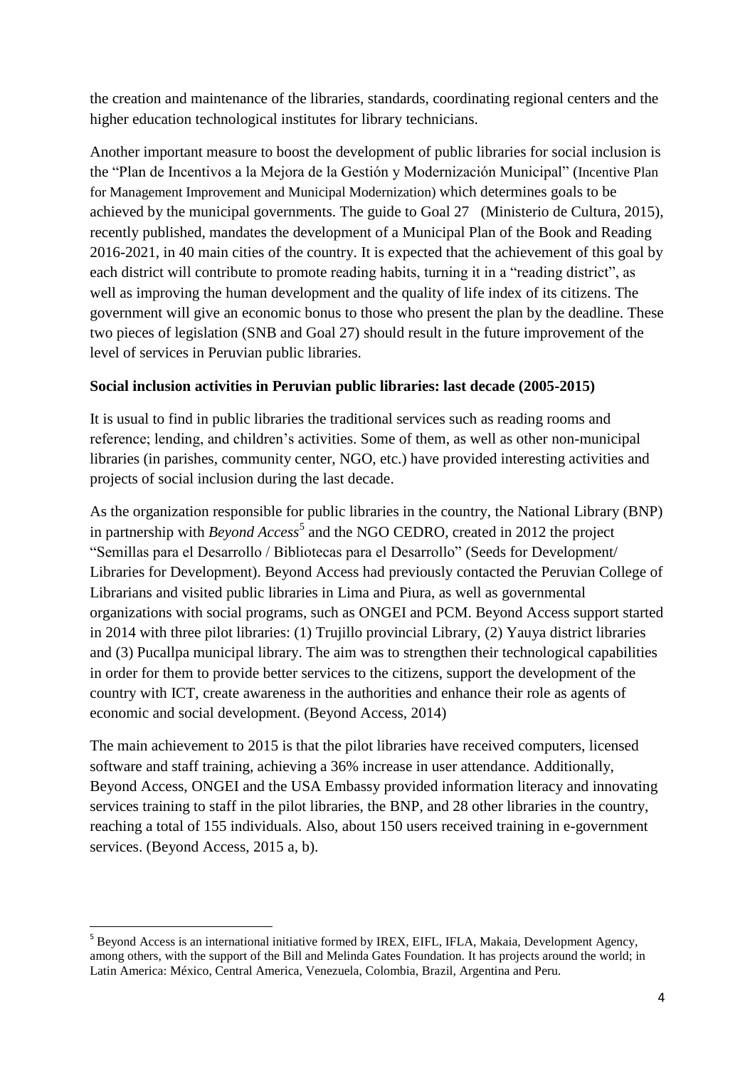the creation and maintenance of the libraries, standards, coordinating regional centers and the higher education technological institutes for library technicians.

Another important measure to boost the development of public libraries for social inclusion is the "Plan de Incentivos a la Mejora de la Gestión y Modernización Municipal" (Incentive Plan for Management Improvement and Municipal Modernization) which determines goals to be achieved by the municipal governments. The guide to Goal 27 (Ministerio de Cultura, 2015), recently published, mandates the development of a Municipal Plan of the Book and Reading 2016-2021, in 40 main cities of the country. It is expected that the achievement of this goal by each district will contribute to promote reading habits, turning it in a "reading district", as well as improving the human development and the quality of life index of its citizens. The government will give an economic bonus to those who present the plan by the deadline. These two pieces of legislation (SNB and Goal 27) should result in the future improvement of the level of services in Peruvian public libraries.

**Social inclusion activities in Peruvian public libraries: last decade (2005-2015)**

It is usual to find in public libraries the traditional services such as reading rooms and reference; lending, and children's activities. Some of them, as well as other non-municipal libraries (in parishes, community center, NGO, etc.) have provided interesting activities and projects of social inclusion during the last decade.

As the organization responsible for public libraries in the country, the National Library (BNP) in partnership with *Beyond Access*[5] and the NGO CEDRO, created in 2012 the project "Semillas para el Desarrollo / Bibliotecas para el Desarrollo" (Seeds for Development/ Libraries for Development). Beyond Access had previously contacted the Peruvian College of Librarians and visited public libraries in Lima and Piura, as well as governmental organizations with social programs, such as ONGEI and PCM. Beyond Access support started in 2014 with three pilot libraries: (1) Trujillo provincial Library, (2) Yauya district libraries and (3) Pucallpa municipal library. The aim was to strengthen their technological capabilities in order for them to provide better services to the citizens, support the development of the country with ICT, create awareness in the authorities and enhance their role as agents of economic and social development. (Beyond Access, 2014)

The main achievement to 2015 is that the pilot libraries have received computers, licensed software and staff training, achieving a 36% increase in user attendance. Additionally, Beyond Access, ONGEI and the USA Embassy provided information literacy and innovating services training to staff in the pilot libraries, the BNP, and 28 other libraries in the country, reaching a total of 155 individuals. Also, about 150 users received training in e-government services. (Beyond Access, 2015 a, b).

[5] Beyond Access is an international initiative formed by IREX, EIFL, IFLA, Makaia, Development Agency, among others, with the support of the Bill and Melinda Gates Foundation. It has projects around the world; in Latin America: México, Central America, Venezuela, Colombia, Brazil, Argentina and Peru.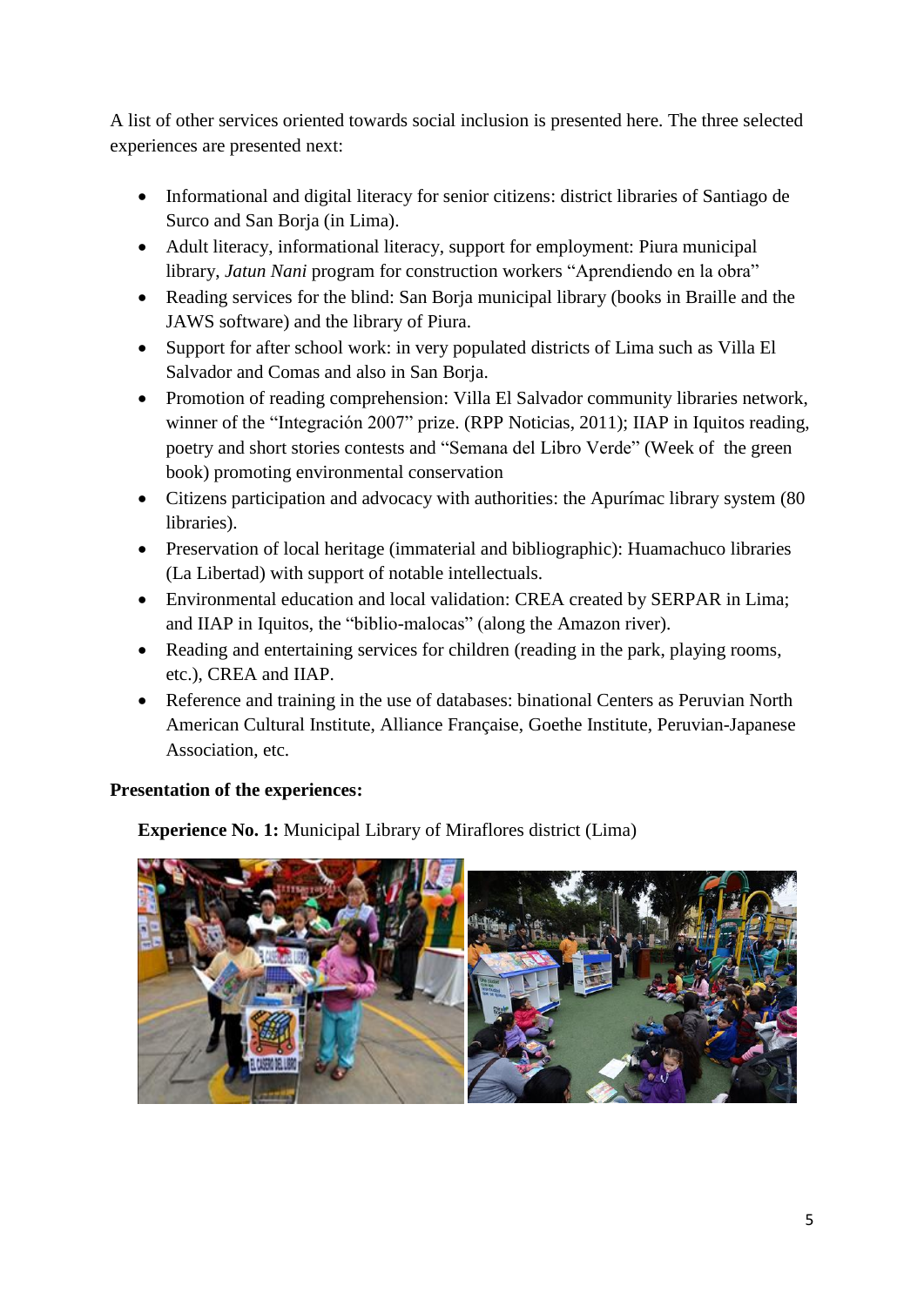A list of other services oriented towards social inclusion is presented here. The three selected experiences are presented next:

- Informational and digital literacy for senior citizens: district libraries of Santiago de Surco and San Borja (in Lima).
- Adult literacy, informational literacy, support for employment: Piura municipal library, *Jatun Nani* program for construction workers “Aprendiendo en la obra”
- Reading services for the blind: San Borja municipal library (books in Braille and the JAWS software) and the library of Piura.
- Support for after school work: in very populated districts of Lima such as Villa El Salvador and Comas and also in San Borja.
- Promotion of reading comprehension: Villa El Salvador community libraries network, winner of the “Integraciớn 2007” prize. (RPP Noticias, 2011); IIAP in Iquitos reading, poetry and short stories contests and “Semana del Libro Verde” (Week of the green book) promoting environmental conservation
- Citizens participation and advocacy with authorities: the Apurímac library system (80 libraries).
- Preservation of local heritage (immaterial and bibliographic): Huamachuco libraries (La Libertad) with support of notable intellectuals.
- Environmental education and local validation: CREA created by SERPAR in Lima; and IIAP in Iquitos, the “biblio-malocas” (along the Amazon river).
- Reading and entertaining services for children (reading in the park, playing rooms, etc.), CREA and IIAP.
- Reference and training in the use of databases: binational Centers as Peruvian North American Cultural Institute, Alliance Française, Goethe Institute, Peruvian-Japanese Association, etc.

**Presentation of the experiences:**

**Experience No. 1:** Municipal Library of Miraflores district (Lima)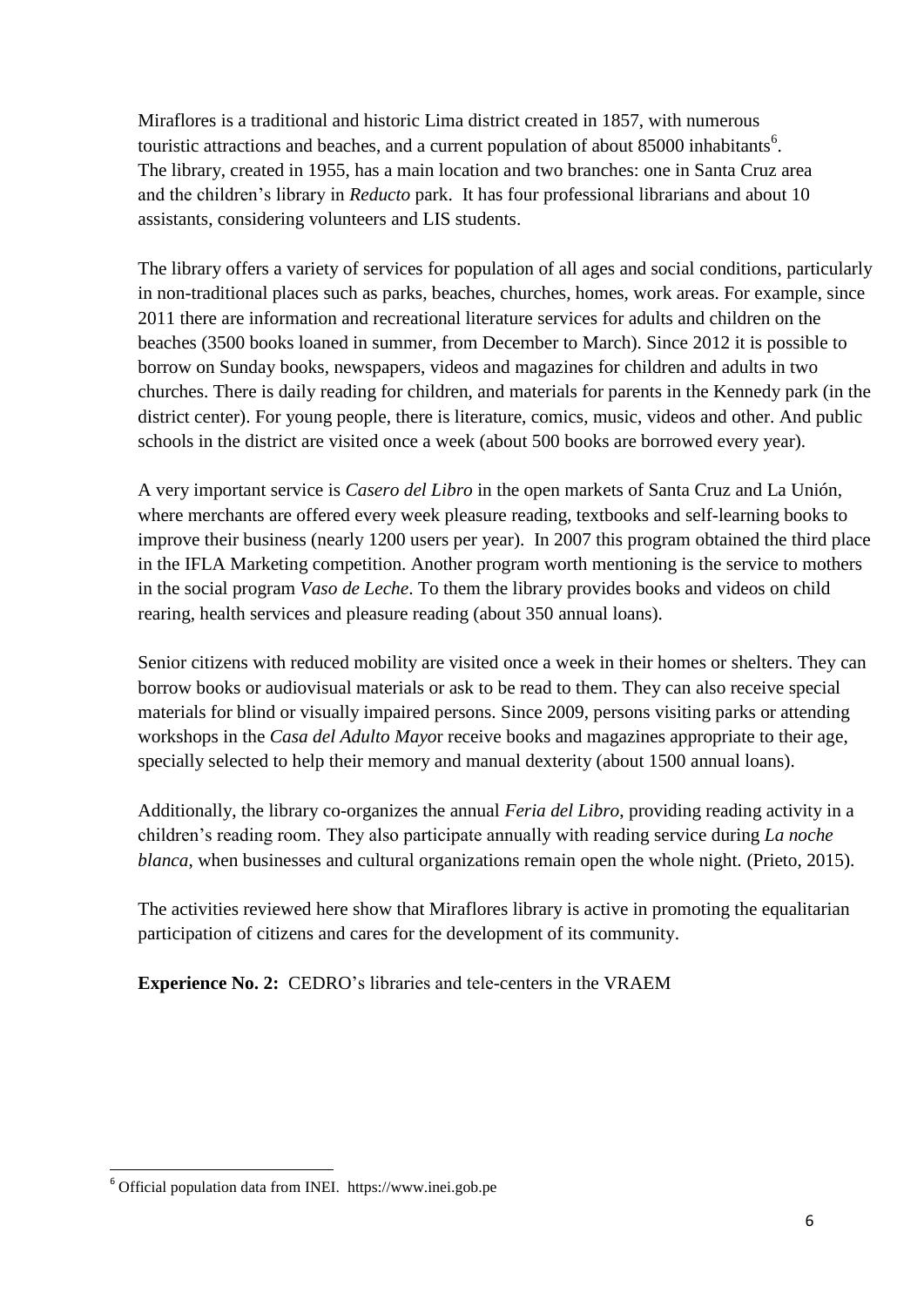Miraflores is a traditional and historic Lima district created in 1857, with numerous touristic attractions and beaches, and a current population of about 85000 inhabitants[6]. The library, created in 1955, has a main location and two branches: one in Santa Cruz area and the children's library in *Reducto* park. It has four professional librarians and about 10 assistants, considering volunteers and LIS students.

The library offers a variety of services for population of all ages and social conditions, particularly in non-traditional places such as parks, beaches, churches, homes, work areas. For example, since 2011 there are information and recreational literature services for adults and children on the beaches (3500 books loaned in summer, from December to March). Since 2012 it is possible to borrow on Sunday books, newspapers, videos and magazines for children and adults in two churches. There is daily reading for children, and materials for parents in the Kennedy park (in the district center). For young people, there is literature, comics, music, videos and other. And public schools in the district are visited once a week (about 500 books are borrowed every year).

A very important service is *Casero del Libro* in the open markets of Santa Cruz and La Unión, where merchants are offered every week pleasure reading, textbooks and self-learning books to improve their business (nearly 1200 users per year). In 2007 this program obtained the third place in the IFLA Marketing competition. Another program worth mentioning is the service to mothers in the social program *Vaso de Leche*. To them the library provides books and videos on child rearing, health services and pleasure reading (about 350 annual loans).

Senior citizens with reduced mobility are visited once a week in their homes or shelters. They can borrow books or audiovisual materials or ask to be read to them. They can also receive special materials for blind or visually impaired persons. Since 2009, persons visiting parks or attending workshops in the *Casa del Adulto Mayor* receive books and magazines appropriate to their age, specially selected to help their memory and manual dexterity (about 1500 annual loans).

Additionally, the library co-organizes the annual *Feria del Libro*, providing reading activity in a children's reading room. They also participate annually with reading service during *La noche blanca*, when businesses and cultural organizations remain open the whole night. (Prieto, 2015).

The activities reviewed here show that Miraflores library is active in promoting the equalitarian participation of citizens and cares for the development of its community.

**Experience No. 2:** CEDRO's libraries and tele-centers in the VRAEM

---

[6] Official population data from INEI. https://www.inei.gob.pe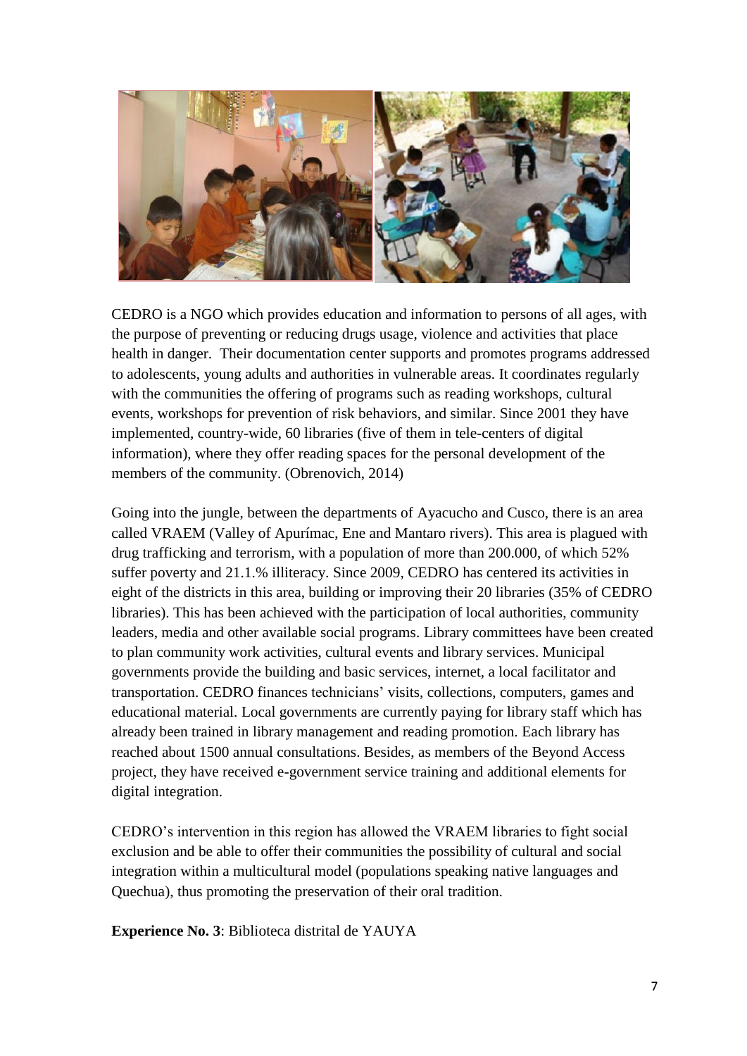CEDRO is a NGO which provides education and information to persons of all ages, with the purpose of preventing or reducing drugs usage, violence and activities that place health in danger. Their documentation center supports and promotes programs addressed to adolescents, young adults and authorities in vulnerable areas. It coordinates regularly with the communities the offering of programs such as reading workshops, cultural events, workshops for prevention of risk behaviors, and similar. Since 2001 they have implemented, country-wide, 60 libraries (five of them in tele-centers of digital information), where they offer reading spaces for the personal development of the members of the community. (Obrenovich, 2014)

Going into the jungle, between the departments of Ayacucho and Cusco, there is an area called VRAEM (Valley of Apurímac, Ene and Mantaro rivers). This area is plagued with drug trafficking and terrorism, with a population of more than 200.000, of which 52% suffer poverty and 21.1.% illiteracy. Since 2009, CEDRO has centered its activities in eight of the districts in this area, building or improving their 20 libraries (35% of CEDRO libraries). This has been achieved with the participation of local authorities, community leaders, media and other available social programs. Library committees have been created to plan community work activities, cultural events and library services. Municipal governments provide the building and basic services, internet, a local facilitator and transportation. CEDRO finances technicians' visits, collections, computers, games and educational material. Local governments are currently paying for library staff which has already been trained in library management and reading promotion. Each library has reached about 1500 annual consultations. Besides, as members of the Beyond Access project, they have received e-government service training and additional elements for digital integration.

CEDRO's intervention in this region has allowed the VRAEM libraries to fight social exclusion and be able to offer their communities the possibility of cultural and social integration within a multicultural model (populations speaking native languages and Quechua), thus promoting the preservation of their oral tradition.

**Experience No. 3**: Biblioteca distrital de YAUYA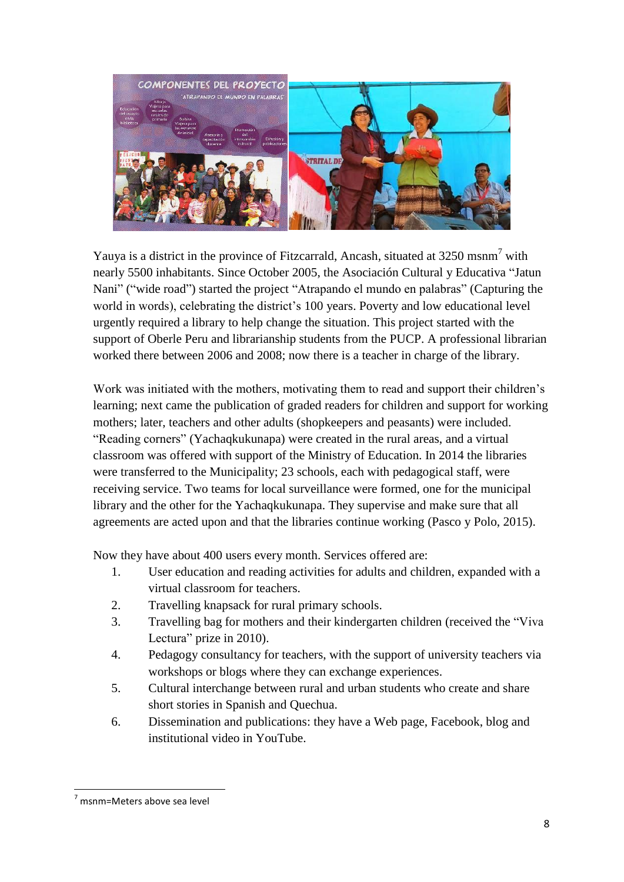Yauya is a district in the province of Fitzcarrald, Ancash, situated at 3250 msnm[7] with nearly 5500 inhabitants. Since October 2005, the Asociación Cultural y Educativa "Jatun Nani" ("wide road") started the project "Atrapando el mundo en palabras" (Capturing the world in words), celebrating the district's 100 years. Poverty and low educational level urgently required a library to help change the situation. This project started with the support of Oberle Peru and librarianship students from the PUCP. A professional librarian worked there between 2006 and 2008; now there is a teacher in charge of the library.

Work was initiated with the mothers, motivating them to read and support their children's learning; next came the publication of graded readers for children and support for working mothers; later, teachers and other adults (shopkeepers and peasants) were included. "Reading corners" (Yachaqkukunapa) were created in the rural areas, and a virtual classroom was offered with support of the Ministry of Education. In 2014 the libraries were transferred to the Municipality; 23 schools, each with pedagogical staff, were receiving service. Two teams for local surveillance were formed, one for the municipal library and the other for the Yachaqkukunapa. They supervise and make sure that all agreements are acted upon and that the libraries continue working (Pasco y Polo, 2015).

Now they have about 400 users every month. Services offered are:

1. User education and reading activities for adults and children, expanded with a virtual classroom for teachers.
2. Travelling knapsack for rural primary schools.
3. Travelling bag for mothers and their kindergarten children (received the "Viva Lectura" prize in 2010).
4. Pedagogy consultancy for teachers, with the support of university teachers via workshops or blogs where they can exchange experiences.
5. Cultural interchange between rural and urban students who create and share short stories in Spanish and Quechua.
6. Dissemination and publications: they have a Web page, Facebook, blog and institutional video in YouTube.

[7] msnm=Meters above sea level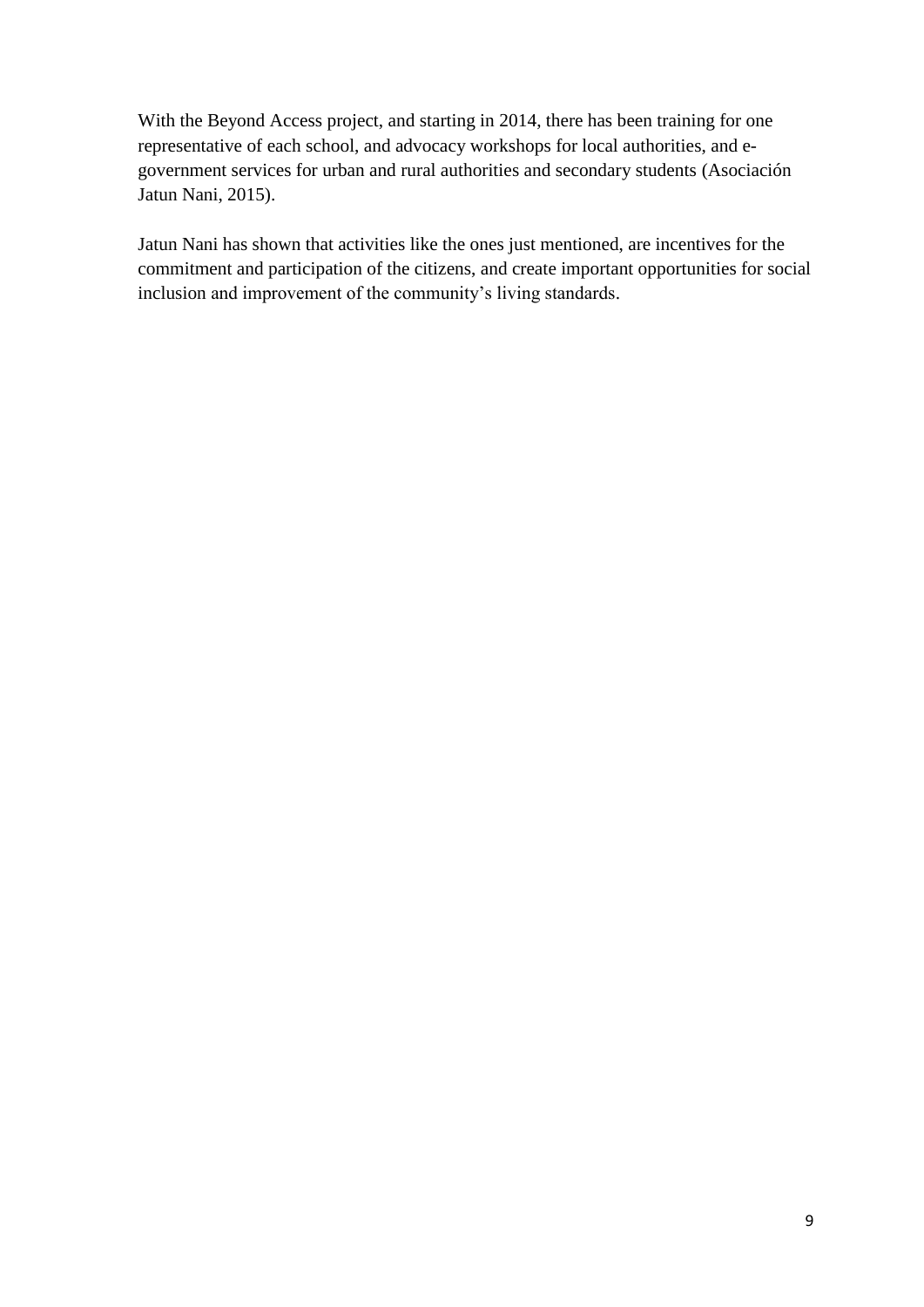With the Beyond Access project, and starting in 2014, there has been training for one representative of each school, and advocacy workshops for local authorities, and e-government services for urban and rural authorities and secondary students (Asociación Jatun Nani, 2015).

Jatun Nani has shown that activities like the ones just mentioned, are incentives for the commitment and participation of the citizens, and create important opportunities for social inclusion and improvement of the community's living standards.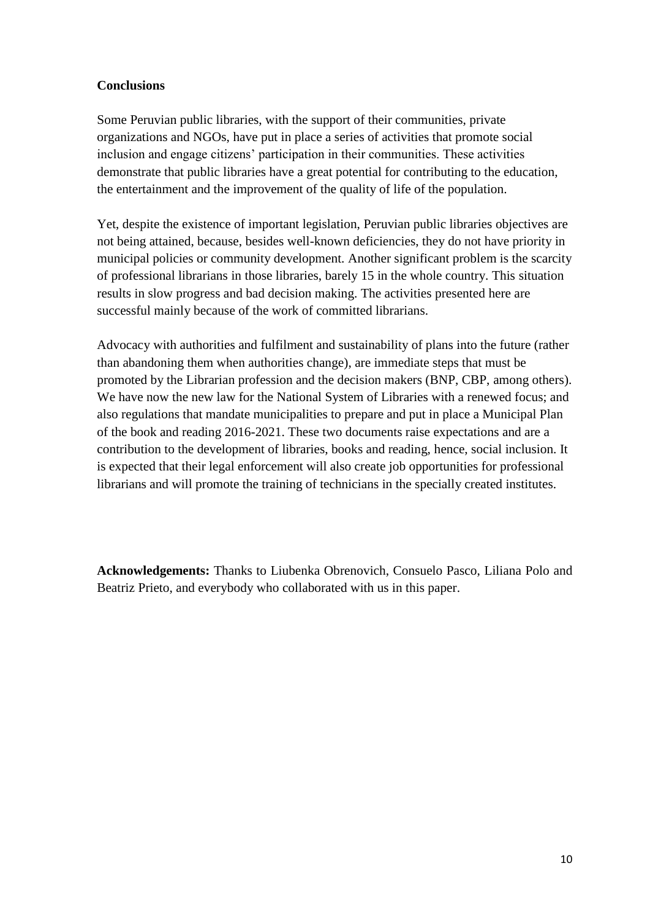**Conclusions**

Some Peruvian public libraries, with the support of their communities, private organizations and NGOs, have put in place a series of activities that promote social inclusion and engage citizens' participation in their communities. These activities demonstrate that public libraries have a great potential for contributing to the education, the entertainment and the improvement of the quality of life of the population.

Yet, despite the existence of important legislation, Peruvian public libraries objectives are not being attained, because, besides well-known deficiencies, they do not have priority in municipal policies or community development. Another significant problem is the scarcity of professional librarians in those libraries, barely 15 in the whole country. This situation results in slow progress and bad decision making. The activities presented here are successful mainly because of the work of committed librarians.

Advocacy with authorities and fulfilment and sustainability of plans into the future (rather than abandoning them when authorities change), are immediate steps that must be promoted by the Librarian profession and the decision makers (BNP, CBP, among others). We have now the new law for the National System of Libraries with a renewed focus; and also regulations that mandate municipalities to prepare and put in place a Municipal Plan of the book and reading 2016-2021. These two documents raise expectations and are a contribution to the development of libraries, books and reading, hence, social inclusion. It is expected that their legal enforcement will also create job opportunities for professional librarians and will promote the training of technicians in the specially created institutes.

**Acknowledgements:** Thanks to Liubenka Obrenovich, Consuelo Pasco, Liliana Polo and Beatriz Prieto, and everybody who collaborated with us in this paper.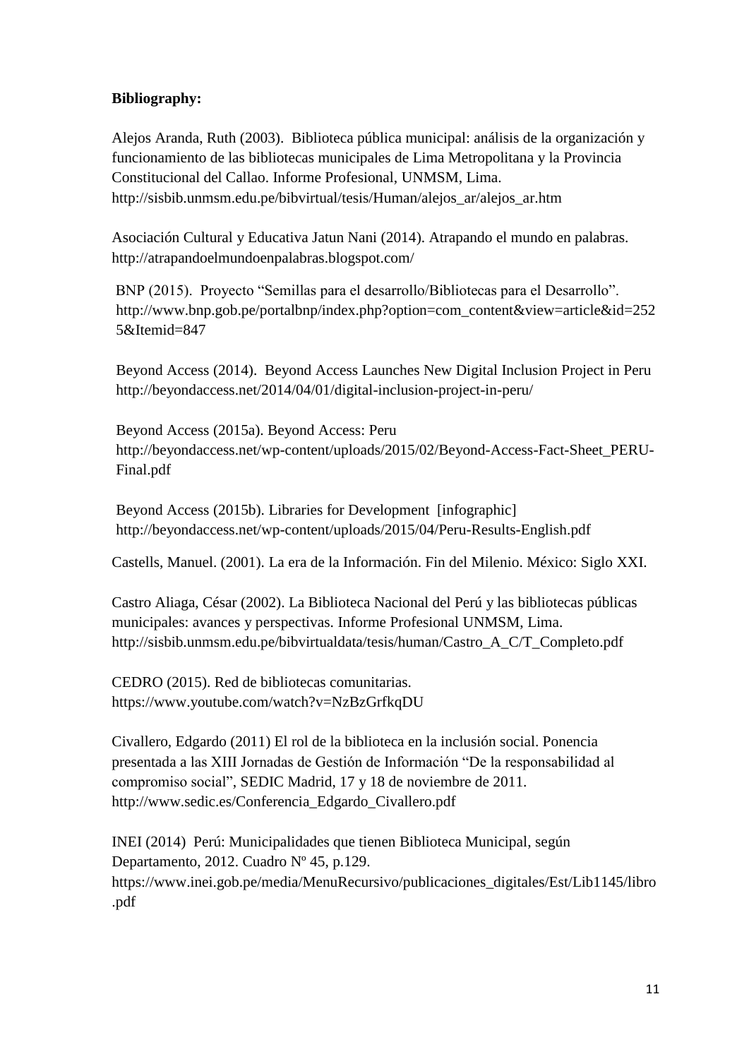**Bibliography:**

Alejos Aranda, Ruth (2003). Biblioteca pública municipal: análisis de la organización y funcionamiento de las bibliotecas municipales de Lima Metropolitana y la Provincia Constitucional del Callao. Informe Profesional, UNMSM, Lima. http://sisbib.unmsm.edu.pe/bibvirtual/tesis/Human/alejos_ar/alejos_ar.htm

Asociación Cultural y Educativa Jatun Nani (2014). Atrapando el mundo en palabras. http://atrapandoelmundoenpalabras.blogspot.com/

BNP (2015). Proyecto "Semillas para el desarrollo/Bibliotecas para el Desarrollo". http://www.bnp.gob.pe/portalbnp/index.php?option=com_content&view=article&id=2525&Itemid=847

Beyond Access (2014). Beyond Access Launches New Digital Inclusion Project in Peru http://beyondaccess.net/2014/04/01/digital-inclusion-project-in-peru/

Beyond Access (2015a). Beyond Access: Peru http://beyondaccess.net/wp-content/uploads/2015/02/Beyond-Access-Fact-Sheet_PERU-Final.pdf

Beyond Access (2015b). Libraries for Development [infographic] http://beyondaccess.net/wp-content/uploads/2015/04/Peru-Results-English.pdf

Castells, Manuel. (2001). La era de la Información. Fin del Milenio. México: Siglo XXI.

Castro Aliaga, César (2002). La Biblioteca Nacional del Perú y las bibliotecas públicas municipales: avances y perspectivas. Informe Profesional UNMSM, Lima. http://sisbib.unmsm.edu.pe/bibvirtualdata/tesis/human/Castro_A_C/T_Completo.pdf

CEDRO (2015). Red de bibliotecas comunitarias. https://www.youtube.com/watch?v=NzBzGrfkqDU

Civallero, Edgardo (2011) El rol de la biblioteca en la inclusión social. Ponencia presentada a las XIII Jornadas de Gestión de Información "De la responsabilidad al compromiso social", SEDIC Madrid, 17 y 18 de noviembre de 2011. http://www.sedic.es/Conferencia_Edgardo_Civallero.pdf

INEI (2014) Perú: Municipalidades que tienen Biblioteca Municipal, según Departamento, 2012. Cuadro Nº 45, p.129. https://www.inei.gob.pe/media/MenuRecursivo/publicaciones_digitales/Est/Lib1145/libro.pdf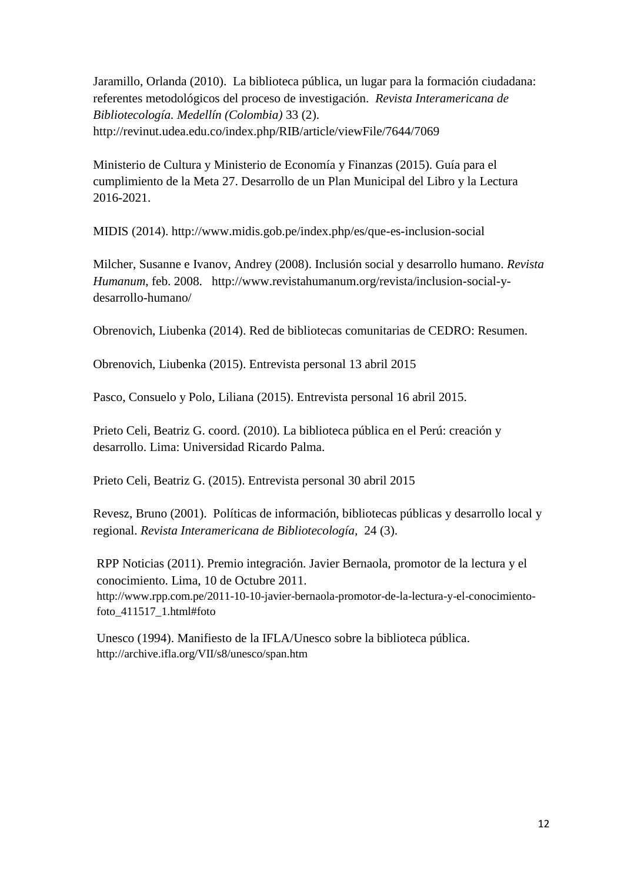Jaramillo, Orlanda (2010). La biblioteca pública, un lugar para la formación ciudadana: referentes metodológicos del proceso de investigación. *Revista Interamericana de Bibliotecología. Medellín (Colombia)* 33 (2). http://revinut.udea.edu.co/index.php/RIB/article/viewFile/7644/7069

Ministerio de Cultura y Ministerio de Economía y Finanzas (2015). Guía para el cumplimiento de la Meta 27. Desarrollo de un Plan Municipal del Libro y la Lectura 2016-2021.

MIDIS (2014). http://www.midis.gob.pe/index.php/es/que-es-inclusion-social

Milcher, Susanne e Ivanov, Andrey (2008). Inclusión social y desarrollo humano. *Revista Humanum*, feb. 2008. http://www.revistahumanum.org/revista/inclusion-social-y-desarrollo-humano/

Obrenovich, Liubenka (2014). Red de bibliotecas comunitarias de CEDRO: Resumen.

Obrenovich, Liubenka (2015). Entrevista personal 13 abril 2015

Pasco, Consuelo y Polo, Liliana (2015). Entrevista personal 16 abril 2015.

Prieto Celi, Beatriz G. coord. (2010). La biblioteca pública en el Perú: creación y desarrollo. Lima: Universidad Ricardo Palma.

Prieto Celi, Beatriz G. (2015). Entrevista personal 30 abril 2015

Revesz, Bruno (2001). Políticas de información, bibliotecas públicas y desarrollo local y regional. *Revista Interamericana de Bibliotecología*, 24 (3).

RPP Noticias (2011). Premio integración. Javier Bernaola, promotor de la lectura y el conocimiento. Lima, 10 de Octubre 2011. http://www.rpp.com.pe/2011-10-10-javier-bernaola-promotor-de-la-lectura-y-el-conocimiento-foto_411517_1.html#foto

Unesco (1994). Manifiesto de la IFLA/Unesco sobre la biblioteca pública. http://archive.ifla.org/VII/s8/unesco/span.htm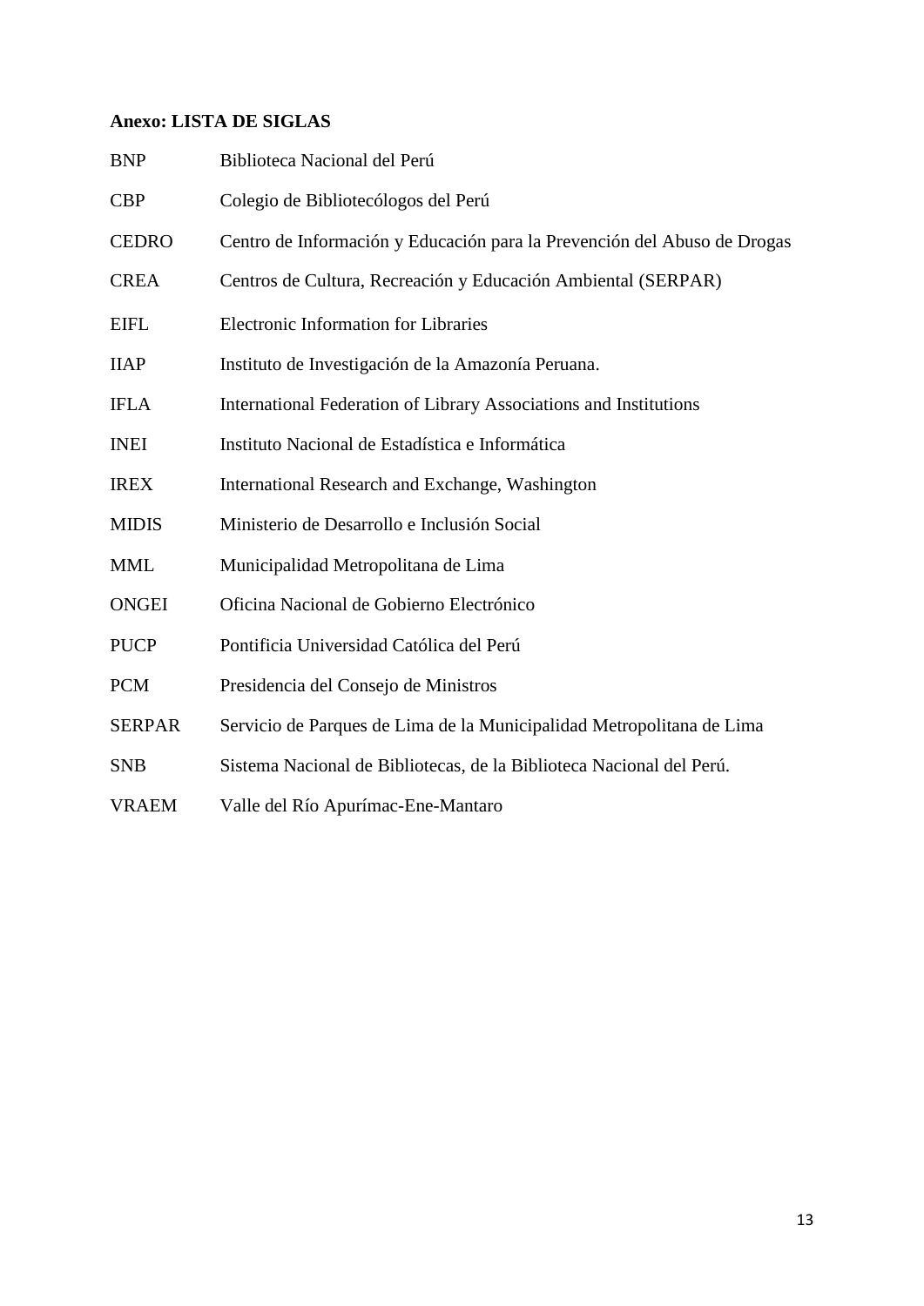**Anexo: LISTA DE SIGLAS**

| | |
|---|---|
| BNP | Biblioteca Nacional del Perú |
| CBP | Colegio de Bibliotecólogos del Perú |
| CEDRO | Centro de Información y Educación para la Prevención del Abuso de Drogas |
| CREA | Centros de Cultura, Recreación y Educación Ambiental (SERPAR) |
| EIFL | Electronic Information for Libraries |
| IIAP | Instituto de Investigación de la Amazonía Peruana. |
| IFLA | International Federation of Library Associations and Institutions |
| INEI | Instituto Nacional de Estadística e Informática |
| IREX | International Research and Exchange, Washington |
| MIDIS | Ministerio de Desarrollo e Inclusión Social |
| MML | Municipalidad Metropolitana de Lima |
| ONGEI | Oficina Nacional de Gobierno Electrónico |
| PUCP | Pontificia Universidad Católica del Perú |
| PCM | Presidencia del Consejo de Ministros |
| SERPAR | Servicio de Parques de Lima de la Municipalidad Metropolitana de Lima |
| SNB | Sistema Nacional de Bibliotecas, de la Biblioteca Nacional del Perú. |
| VRAEM | Valle del Río Apurímac-Ene-Mantaro |